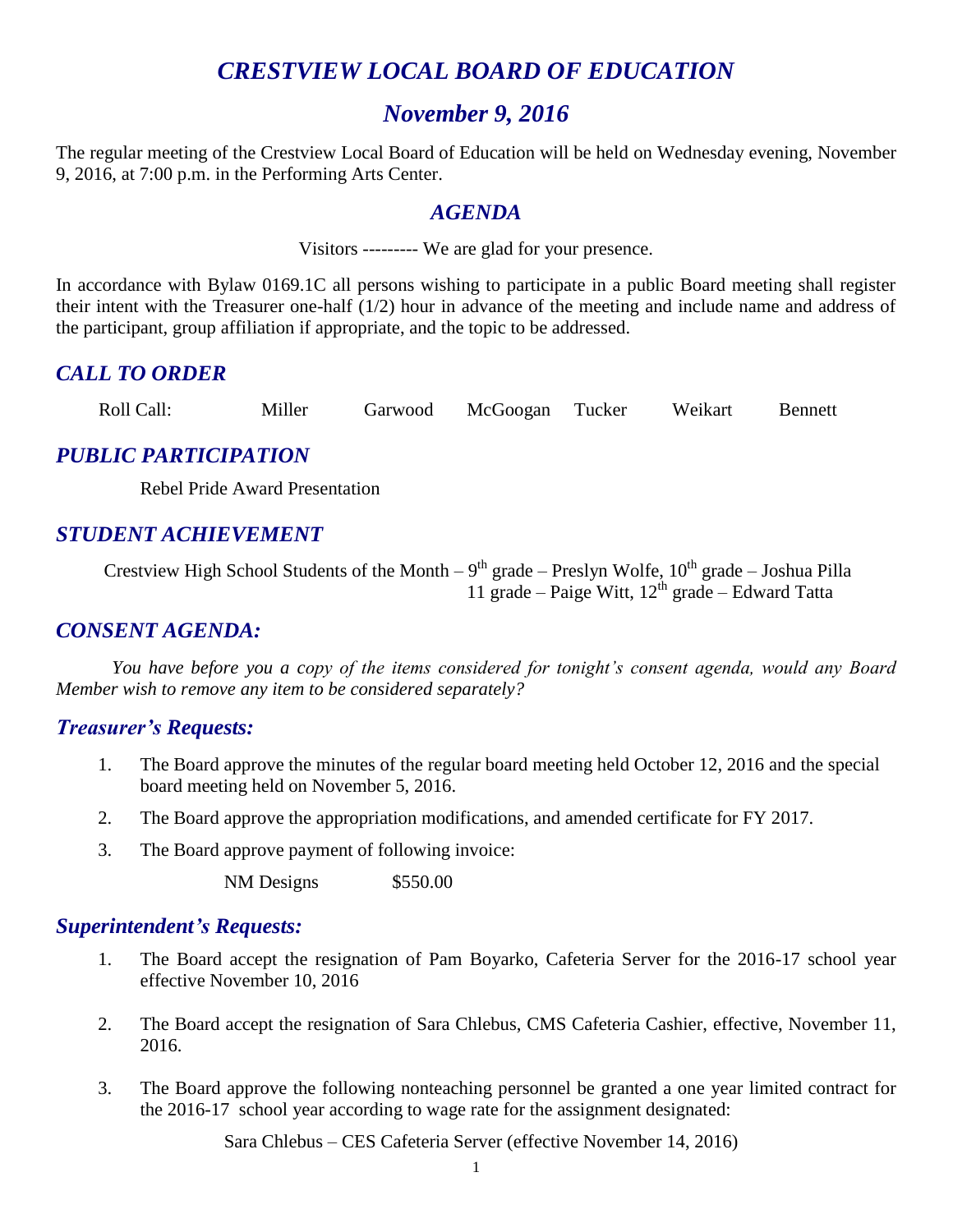# *CRESTVIEW LOCAL BOARD OF EDUCATION*

## *November 9, 2016*

The regular meeting of the Crestview Local Board of Education will be held on Wednesday evening, November 9, 2016, at 7:00 p.m. in the Performing Arts Center.

### *AGENDA*

Visitors --------- We are glad for your presence.

In accordance with Bylaw 0169.1C all persons wishing to participate in a public Board meeting shall register their intent with the Treasurer one-half (1/2) hour in advance of the meeting and include name and address of the participant, group affiliation if appropriate, and the topic to be addressed.

### *CALL TO ORDER*

Roll Call: Miller Garwood McGoogan Tucker Weikart Bennett

### *PUBLIC PARTICIPATION*

Rebel Pride Award Presentation

### *STUDENT ACHIEVEMENT*

Crestview High School Students of the Month – 9th grade – Preslyn Wolfe, 10th grade – Joshua Pilla
11 grade – Paige Witt, 12th grade – Edward Tatta

### *CONSENT AGENDA:*

*You have before you a copy of the items considered for tonight's consent agenda, would any Board Member wish to remove any item to be considered separately?*

### *Treasurer's Requests:*

1. The Board approve the minutes of the regular board meeting held October 12, 2016 and the special board meeting held on November 5, 2016.
2. The Board approve the appropriation modifications, and amended certificate for FY 2017.
3. The Board approve payment of following invoice:

   NM Designs $550.00

### *Superintendent's Requests:*

1. The Board accept the resignation of Pam Boyarko, Cafeteria Server for the 2016-17 school year effective November 10, 2016
2. The Board accept the resignation of Sara Chlebus, CMS Cafeteria Cashier, effective, November 11, 2016.
3. The Board approve the following nonteaching personnel be granted a one year limited contract for the 2016-17 school year according to wage rate for the assignment designated:

   Sara Chlebus – CES Cafeteria Server (effective November 14, 2016)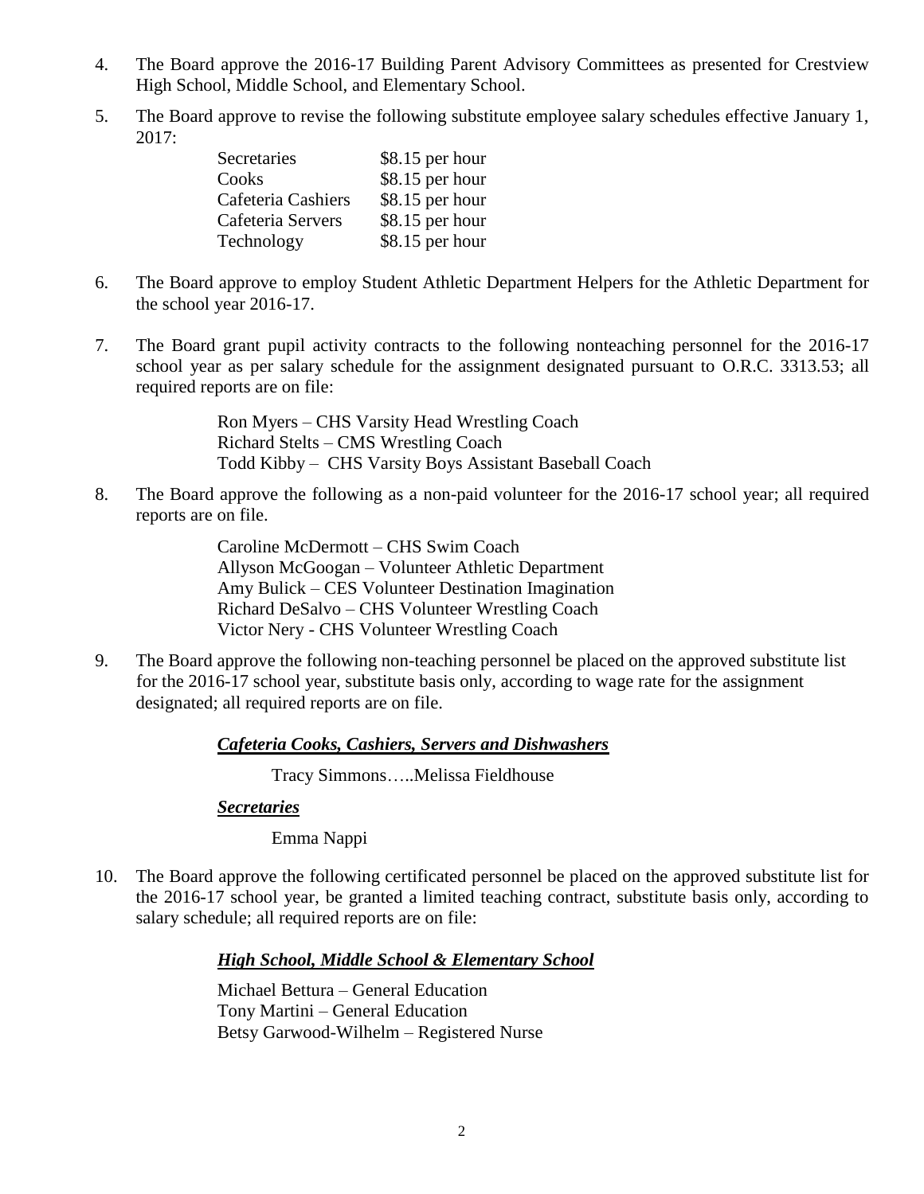4. The Board approve the 2016-17 Building Parent Advisory Committees as presented for Crestview High School, Middle School, and Elementary School.

5. The Board approve to revise the following substitute employee salary schedules effective January 1, 2017:

| | |
|---|---|
| Secretaries | $8.15 per hour |
| Cooks | $8.15 per hour |
| Cafeteria Cashiers | $8.15 per hour |
| Cafeteria Servers | $8.15 per hour |
| Technology | $8.15 per hour |

6. The Board approve to employ Student Athletic Department Helpers for the Athletic Department for the school year 2016-17.

7. The Board grant pupil activity contracts to the following nonteaching personnel for the 2016-17 school year as per salary schedule for the assignment designated pursuant to O.R.C. 3313.53; all required reports are on file:

   Ron Myers – CHS Varsity Head Wrestling Coach
   Richard Stelts – CMS Wrestling Coach
   Todd Kibby – CHS Varsity Boys Assistant Baseball Coach

8. The Board approve the following as a non-paid volunteer for the 2016-17 school year; all required reports are on file.

   Caroline McDermott – CHS Swim Coach
   Allyson McGoogan – Volunteer Athletic Department
   Amy Bulick – CES Volunteer Destination Imagination
   Richard DeSalvo – CHS Volunteer Wrestling Coach
   Victor Nery - CHS Volunteer Wrestling Coach

9. The Board approve the following non-teaching personnel be placed on the approved substitute list for the 2016-17 school year, substitute basis only, according to wage rate for the assignment designated; all required reports are on file.

   ***Cafeteria Cooks, Cashiers, Servers and Dishwashers***

   Tracy Simmons…..Melissa Fieldhouse

   ***Secretaries***

   Emma Nappi

10. The Board approve the following certificated personnel be placed on the approved substitute list for the 2016-17 school year, be granted a limited teaching contract, substitute basis only, according to salary schedule; all required reports are on file:

    ***High School, Middle School & Elementary School***

    Michael Bettura – General Education
    Tony Martini – General Education
    Betsy Garwood-Wilhelm – Registered Nurse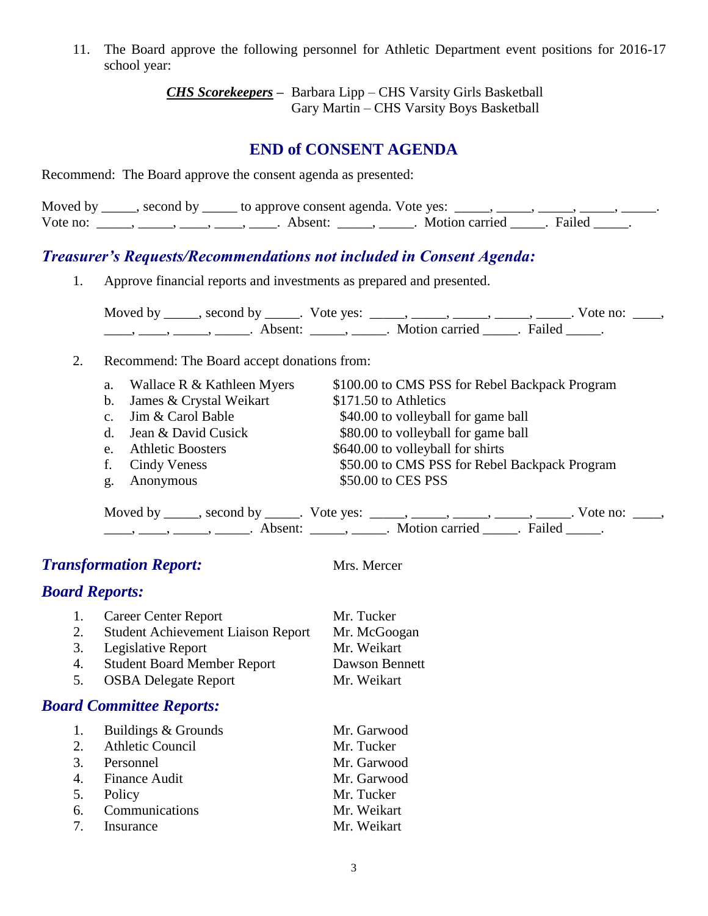11. The Board approve the following personnel for Athletic Department event positions for 2016-17 school year:

    ***CHS Scorekeepers*** – Barbara Lipp – CHS Varsity Girls Basketball
    Gary Martin – CHS Varsity Boys Basketball

## END of CONSENT AGENDA

Recommend: The Board approve the consent agenda as presented:

Moved by _____, second by _____ to approve consent agenda. Vote yes: _____, _____, _____, _____, _____. Vote no: _____, _____, ____, ____, ____. Absent: _____, _____. Motion carried _____. Failed _____.

### *Treasurer's Requests/Recommendations not included in Consent Agenda:*

1. Approve financial reports and investments as prepared and presented.

   Moved by _____, second by _____. Vote yes: _____, _____, _____, _____, _____. Vote no: ____, ____, ____, _____, _____. Absent: _____, _____. Motion carried _____. Failed _____.

2. Recommend: The Board accept donations from:

   a. Wallace R & Kathleen Myers — $100.00 to CMS PSS for Rebel Backpack Program
   b. James & Crystal Weikart — $171.50 to Athletics
   c. Jim & Carol Bable — $40.00 to volleyball for game ball
   d. Jean & David Cusick — $80.00 to volleyball for game ball
   e. Athletic Boosters — $640.00 to volleyball for shirts
   f. Cindy Veness — $50.00 to CMS PSS for Rebel Backpack Program
   g. Anonymous — $50.00 to CES PSS

   Moved by _____, second by _____. Vote yes: _____, _____, _____, _____, _____. Vote no: ____, ____, ____, _____, _____. Absent: _____, _____. Motion carried _____. Failed _____.

### *Transformation Report:* Mrs. Mercer

### *Board Reports:*

1. Career Center Report — Mr. Tucker
2. Student Achievement Liaison Report — Mr. McGoogan
3. Legislative Report — Mr. Weikart
4. Student Board Member Report — Dawson Bennett
5. OSBA Delegate Report — Mr. Weikart

### *Board Committee Reports:*

1. Buildings & Grounds — Mr. Garwood
2. Athletic Council — Mr. Tucker
3. Personnel — Mr. Garwood
4. Finance Audit — Mr. Garwood
5. Policy — Mr. Tucker
6. Communications — Mr. Weikart
7. Insurance — Mr. Weikart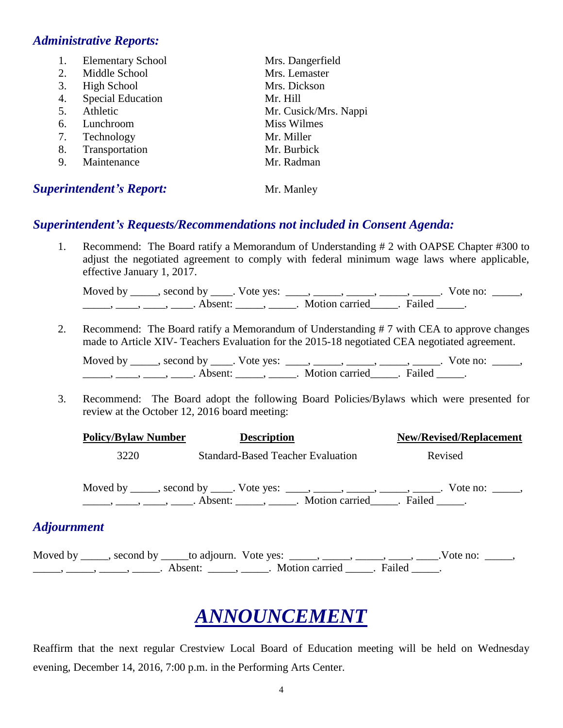### *Administrative Reports:*

| | | |
|---|---|---|
| 1. | Elementary School | Mrs. Dangerfield |
| 2. | Middle School | Mrs. Lemaster |
| 3. | High School | Mrs. Dickson |
| 4. | Special Education | Mr. Hill |
| 5. | Athletic | Mr. Cusick/Mrs. Nappi |
| 6. | Lunchroom | Miss Wilmes |
| 7. | Technology | Mr. Miller |
| 8. | Transportation | Mr. Burbick |
| 9. | Maintenance | Mr. Radman |

### *Superintendent's Report:* Mr. Manley

### *Superintendent's Requests/Recommendations not included in Consent Agenda:*

1. Recommend: The Board ratify a Memorandum of Understanding # 2 with OAPSE Chapter #300 to adjust the negotiated agreement to comply with federal minimum wage laws where applicable, effective January 1, 2017.

   Moved by _____, second by ____. Vote yes: ____, _____, _____, _____, _____. Vote no: _____, _____, ____, ____, ____. Absent: _____, _____. Motion carried_____. Failed _____.

2. Recommend: The Board ratify a Memorandum of Understanding # 7 with CEA to approve changes made to Article XIV- Teachers Evaluation for the 2015-18 negotiated CEA negotiated agreement.

   Moved by _____, second by ____. Vote yes: ____, _____, _____, _____, _____. Vote no: _____, _____, ____, ____, ____. Absent: _____, _____. Motion carried_____. Failed _____.

3. Recommend: The Board adopt the following Board Policies/Bylaws which were presented for review at the October 12, 2016 board meeting:

   | Policy/Bylaw Number | Description | New/Revised/Replacement |
   |---|---|---|
   | 3220 | Standard-Based Teacher Evaluation | Revised |

   Moved by _____, second by ____. Vote yes: ____, _____, _____, _____, _____. Vote no: _____, _____, ____, ____, ____. Absent: _____, _____. Motion carried_____. Failed _____.

### *Adjournment*

Moved by _____, second by _____to adjourn. Vote yes: _____, _____, _____, ____, ____.Vote no: _____, _____, _____, _____, _____. Absent: _____, _____. Motion carried _____. Failed _____.

# *ANNOUNCEMENT*

Reaffirm that the next regular Crestview Local Board of Education meeting will be held on Wednesday evening, December 14, 2016, 7:00 p.m. in the Performing Arts Center.